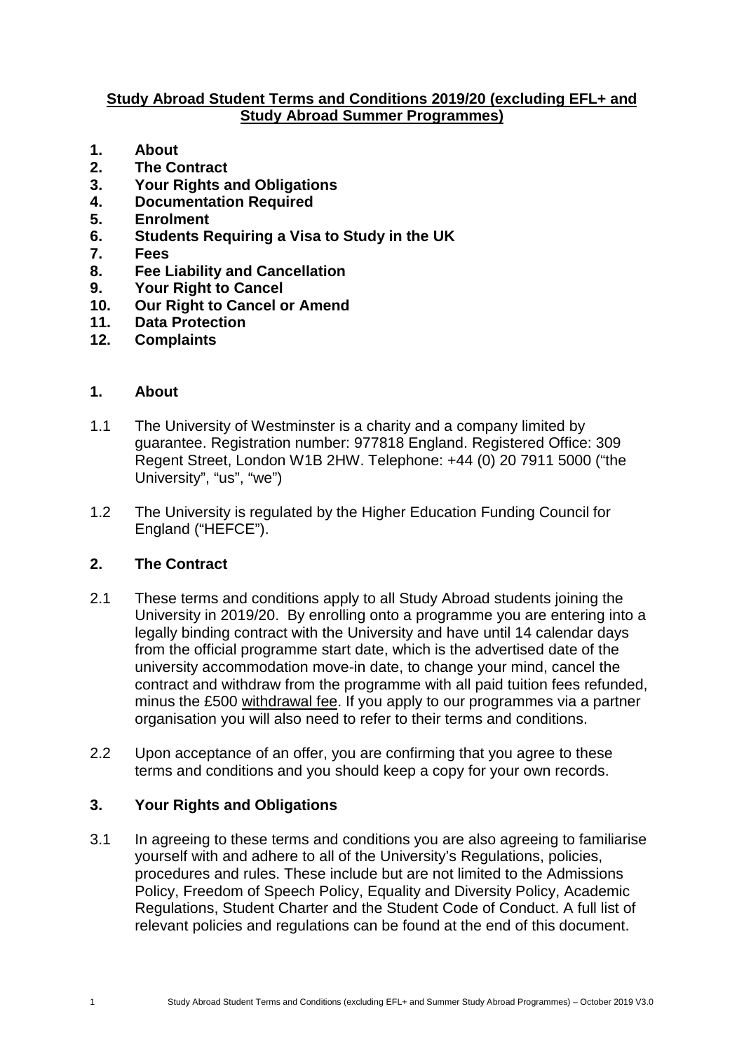# Study Abroad Student Terms and Conditions 2019/20 (excluding EFL+ and Study Abroad Summer Programmes)

1. **About**
2. **The Contract**
3. **Your Rights and Obligations**
4. **Documentation Required**
5. **Enrolment**
6. **Students Requiring a Visa to Study in the UK**
7. **Fees**
8. **Fee Liability and Cancellation**
9. **Your Right to Cancel**
10. **Our Right to Cancel or Amend**
11. **Data Protection**
12. **Complaints**

## 1. About

1.1 The University of Westminster is a charity and a company limited by guarantee. Registration number: 977818 England. Registered Office: 309 Regent Street, London W1B 2HW. Telephone: +44 (0) 20 7911 5000 ("the University", "us", "we")

1.2 The University is regulated by the Higher Education Funding Council for England ("HEFCE").

## 2. The Contract

2.1 These terms and conditions apply to all Study Abroad students joining the University in 2019/20. By enrolling onto a programme you are entering into a legally binding contract with the University and have until 14 calendar days from the official programme start date, which is the advertised date of the university accommodation move-in date, to change your mind, cancel the contract and withdraw from the programme with all paid tuition fees refunded, minus the £500 withdrawal fee. If you apply to our programmes via a partner organisation you will also need to refer to their terms and conditions.

2.2 Upon acceptance of an offer, you are confirming that you agree to these terms and conditions and you should keep a copy for your own records.

## 3. Your Rights and Obligations

3.1 In agreeing to these terms and conditions you are also agreeing to familiarise yourself with and adhere to all of the University's Regulations, policies, procedures and rules. These include but are not limited to the Admissions Policy, Freedom of Speech Policy, Equality and Diversity Policy, Academic Regulations, Student Charter and the Student Code of Conduct. A full list of relevant policies and regulations can be found at the end of this document.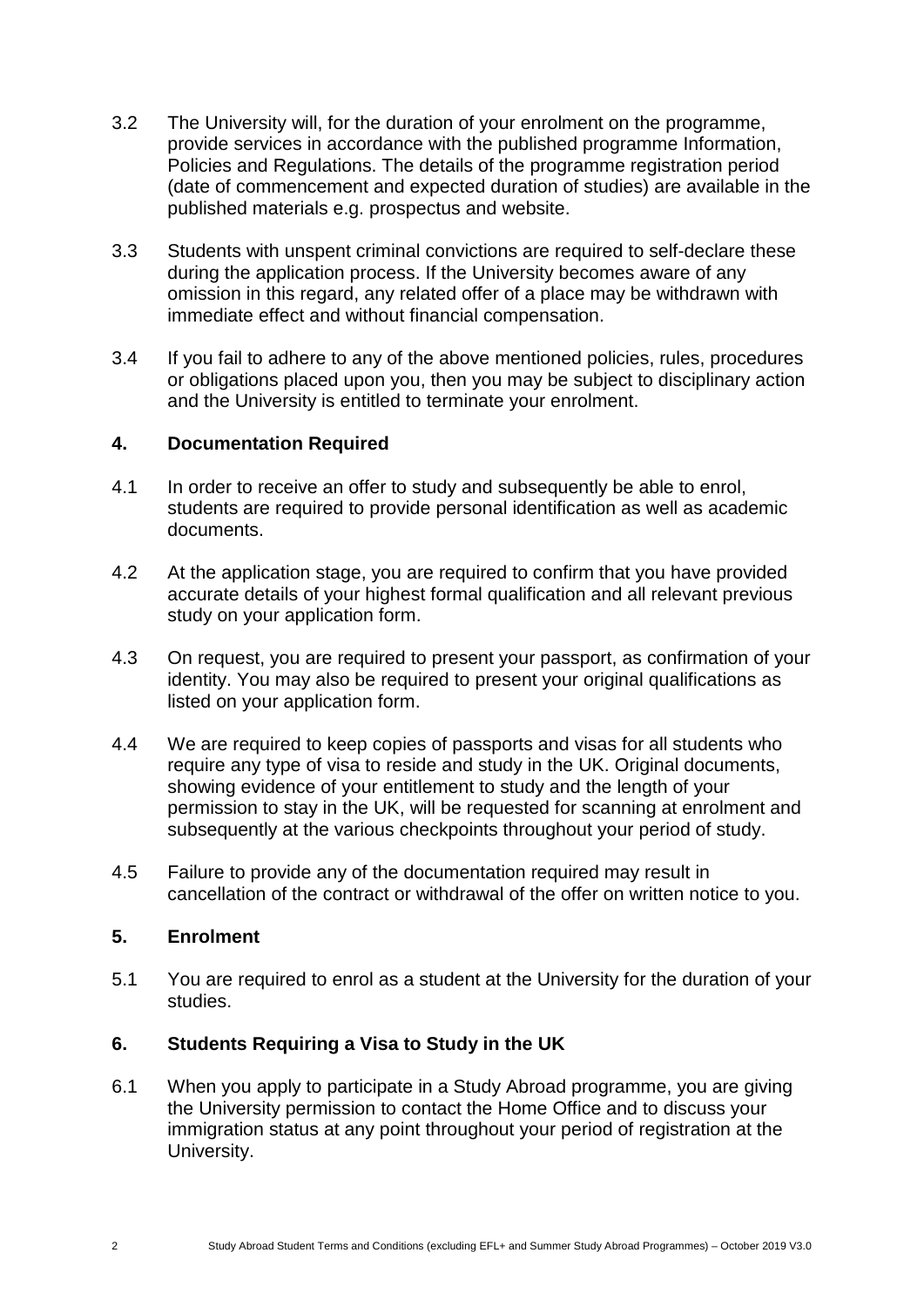3.2 The University will, for the duration of your enrolment on the programme, provide services in accordance with the published programme Information, Policies and Regulations. The details of the programme registration period (date of commencement and expected duration of studies) are available in the published materials e.g. prospectus and website.

3.3 Students with unspent criminal convictions are required to self-declare these during the application process. If the University becomes aware of any omission in this regard, any related offer of a place may be withdrawn with immediate effect and without financial compensation.

3.4 If you fail to adhere to any of the above mentioned policies, rules, procedures or obligations placed upon you, then you may be subject to disciplinary action and the University is entitled to terminate your enrolment.

## 4. Documentation Required

4.1 In order to receive an offer to study and subsequently be able to enrol, students are required to provide personal identification as well as academic documents.

4.2 At the application stage, you are required to confirm that you have provided accurate details of your highest formal qualification and all relevant previous study on your application form.

4.3 On request, you are required to present your passport, as confirmation of your identity. You may also be required to present your original qualifications as listed on your application form.

4.4 We are required to keep copies of passports and visas for all students who require any type of visa to reside and study in the UK. Original documents, showing evidence of your entitlement to study and the length of your permission to stay in the UK, will be requested for scanning at enrolment and subsequently at the various checkpoints throughout your period of study.

4.5 Failure to provide any of the documentation required may result in cancellation of the contract or withdrawal of the offer on written notice to you.

## 5. Enrolment

5.1 You are required to enrol as a student at the University for the duration of your studies.

## 6. Students Requiring a Visa to Study in the UK

6.1 When you apply to participate in a Study Abroad programme, you are giving the University permission to contact the Home Office and to discuss your immigration status at any point throughout your period of registration at the University.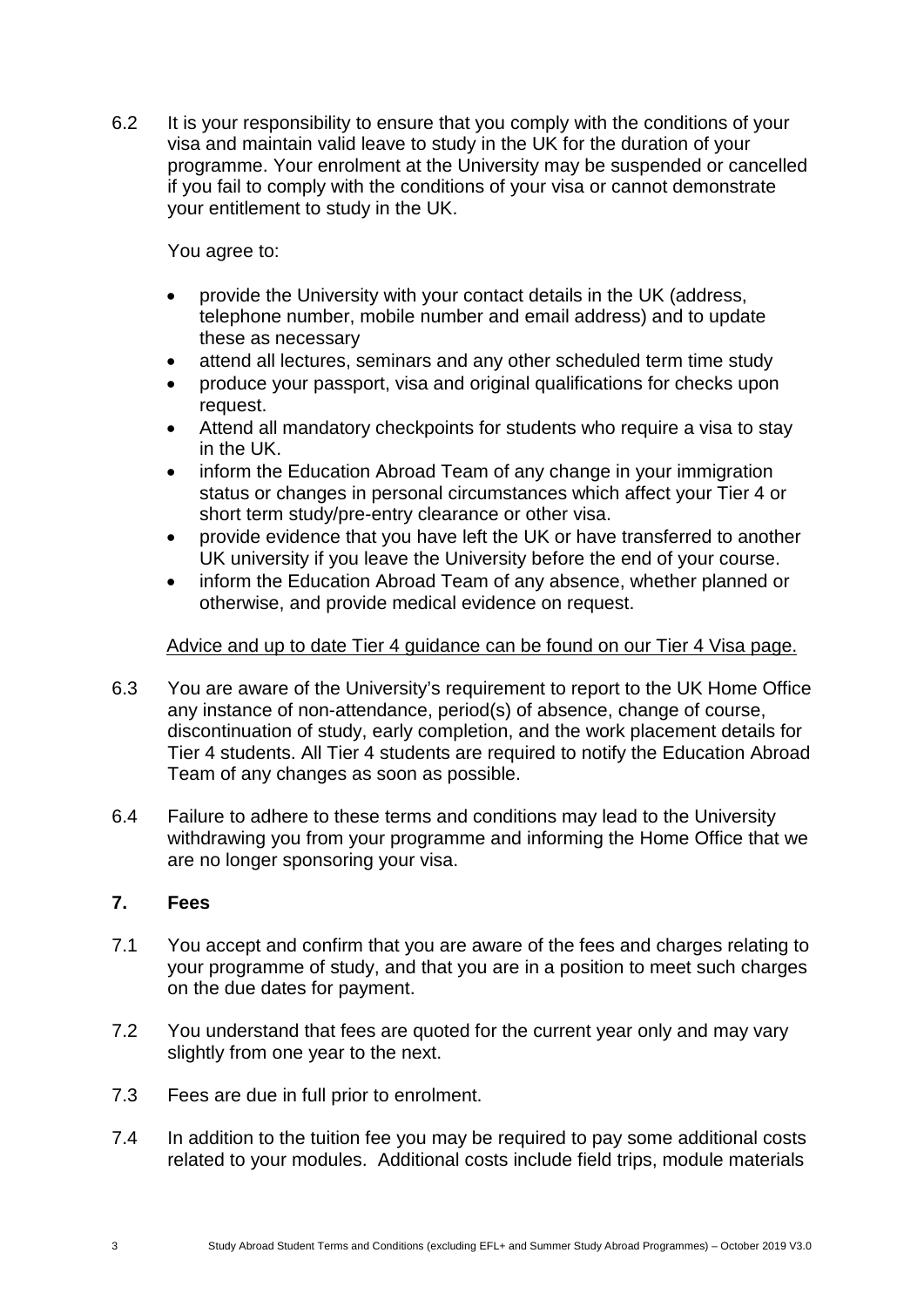6.2 It is your responsibility to ensure that you comply with the conditions of your visa and maintain valid leave to study in the UK for the duration of your programme. Your enrolment at the University may be suspended or cancelled if you fail to comply with the conditions of your visa or cannot demonstrate your entitlement to study in the UK.

You agree to:

- provide the University with your contact details in the UK (address, telephone number, mobile number and email address) and to update these as necessary
- attend all lectures, seminars and any other scheduled term time study
- produce your passport, visa and original qualifications for checks upon request.
- Attend all mandatory checkpoints for students who require a visa to stay in the UK.
- inform the Education Abroad Team of any change in your immigration status or changes in personal circumstances which affect your Tier 4 or short term study/pre-entry clearance or other visa.
- provide evidence that you have left the UK or have transferred to another UK university if you leave the University before the end of your course.
- inform the Education Abroad Team of any absence, whether planned or otherwise, and provide medical evidence on request.

Advice and up to date Tier 4 guidance can be found on our Tier 4 Visa page.

6.3 You are aware of the University's requirement to report to the UK Home Office any instance of non-attendance, period(s) of absence, change of course, discontinuation of study, early completion, and the work placement details for Tier 4 students. All Tier 4 students are required to notify the Education Abroad Team of any changes as soon as possible.

6.4 Failure to adhere to these terms and conditions may lead to the University withdrawing you from your programme and informing the Home Office that we are no longer sponsoring your visa.

## 7. Fees

7.1 You accept and confirm that you are aware of the fees and charges relating to your programme of study, and that you are in a position to meet such charges on the due dates for payment.

7.2 You understand that fees are quoted for the current year only and may vary slightly from one year to the next.

7.3 Fees are due in full prior to enrolment.

7.4 In addition to the tuition fee you may be required to pay some additional costs related to your modules. Additional costs include field trips, module materials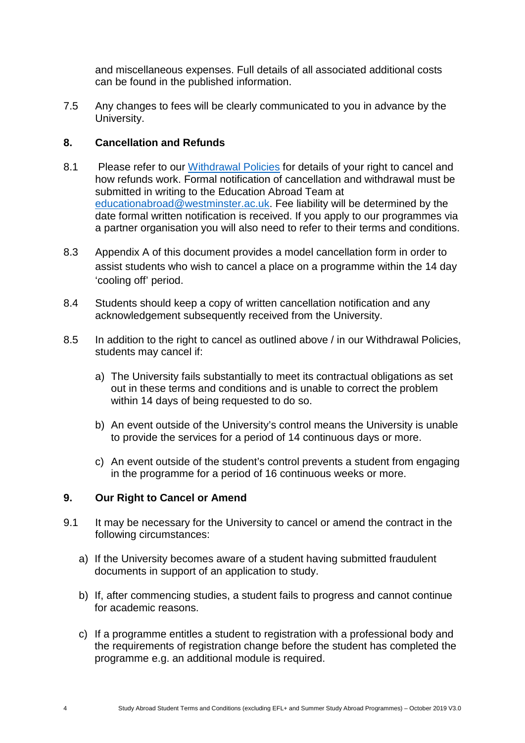and miscellaneous expenses. Full details of all associated additional costs can be found in the published information.

7.5 Any changes to fees will be clearly communicated to you in advance by the University.

## 8. Cancellation and Refunds

8.1 Please refer to our [Withdrawal Policies](#) for details of your right to cancel and how refunds work. Formal notification of cancellation and withdrawal must be submitted in writing to the Education Abroad Team at educationabroad@westminster.ac.uk. Fee liability will be determined by the date formal written notification is received. If you apply to our programmes via a partner organisation you will also need to refer to their terms and conditions.

8.3 Appendix A of this document provides a model cancellation form in order to assist students who wish to cancel a place on a programme within the 14 day 'cooling off' period.

8.4 Students should keep a copy of written cancellation notification and any acknowledgement subsequently received from the University.

8.5 In addition to the right to cancel as outlined above / in our Withdrawal Policies, students may cancel if:

a) The University fails substantially to meet its contractual obligations as set out in these terms and conditions and is unable to correct the problem within 14 days of being requested to do so.

b) An event outside of the University's control means the University is unable to provide the services for a period of 14 continuous days or more.

c) An event outside of the student's control prevents a student from engaging in the programme for a period of 16 continuous weeks or more.

## 9. Our Right to Cancel or Amend

9.1 It may be necessary for the University to cancel or amend the contract in the following circumstances:

a) If the University becomes aware of a student having submitted fraudulent documents in support of an application to study.

b) If, after commencing studies, a student fails to progress and cannot continue for academic reasons.

c) If a programme entitles a student to registration with a professional body and the requirements of registration change before the student has completed the programme e.g. an additional module is required.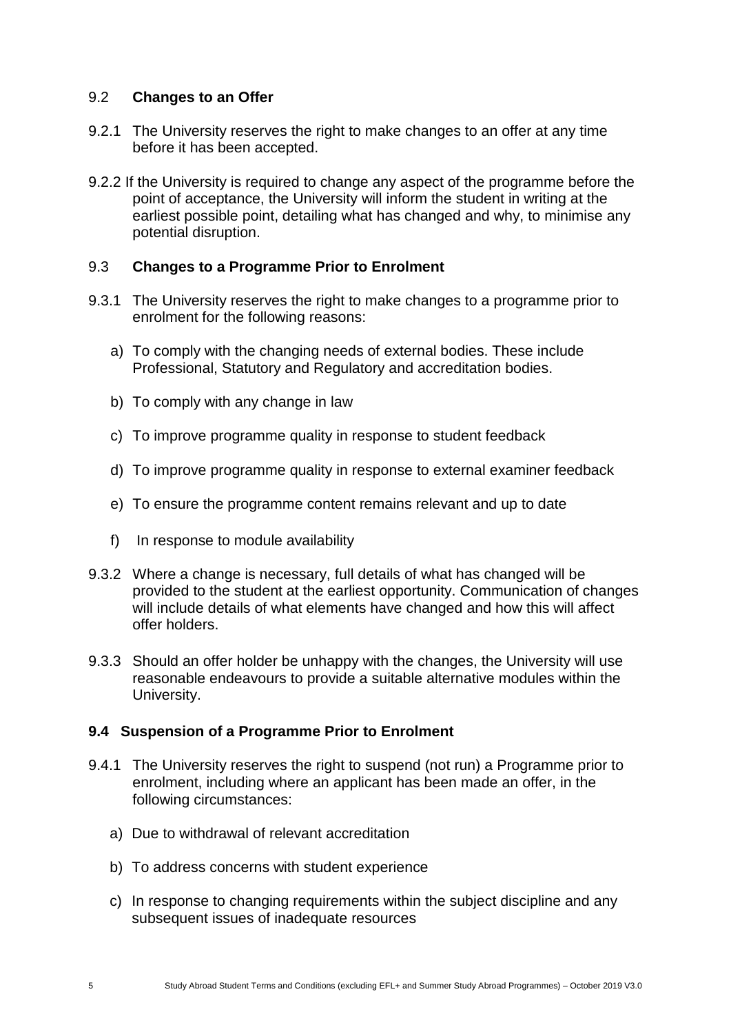## 9.2 **Changes to an Offer**

9.2.1 The University reserves the right to make changes to an offer at any time before it has been accepted.

9.2.2 If the University is required to change any aspect of the programme before the point of acceptance, the University will inform the student in writing at the earliest possible point, detailing what has changed and why, to minimise any potential disruption.

## 9.3 **Changes to a Programme Prior to Enrolment**

9.3.1 The University reserves the right to make changes to a programme prior to enrolment for the following reasons:

a) To comply with the changing needs of external bodies. These include Professional, Statutory and Regulatory and accreditation bodies.

b) To comply with any change in law

c) To improve programme quality in response to student feedback

d) To improve programme quality in response to external examiner feedback

e) To ensure the programme content remains relevant and up to date

f) In response to module availability

9.3.2 Where a change is necessary, full details of what has changed will be provided to the student at the earliest opportunity. Communication of changes will include details of what elements have changed and how this will affect offer holders.

9.3.3 Should an offer holder be unhappy with the changes, the University will use reasonable endeavours to provide a suitable alternative modules within the University.

## **9.4 Suspension of a Programme Prior to Enrolment**

9.4.1 The University reserves the right to suspend (not run) a Programme prior to enrolment, including where an applicant has been made an offer, in the following circumstances:

a) Due to withdrawal of relevant accreditation

b) To address concerns with student experience

c) In response to changing requirements within the subject discipline and any subsequent issues of inadequate resources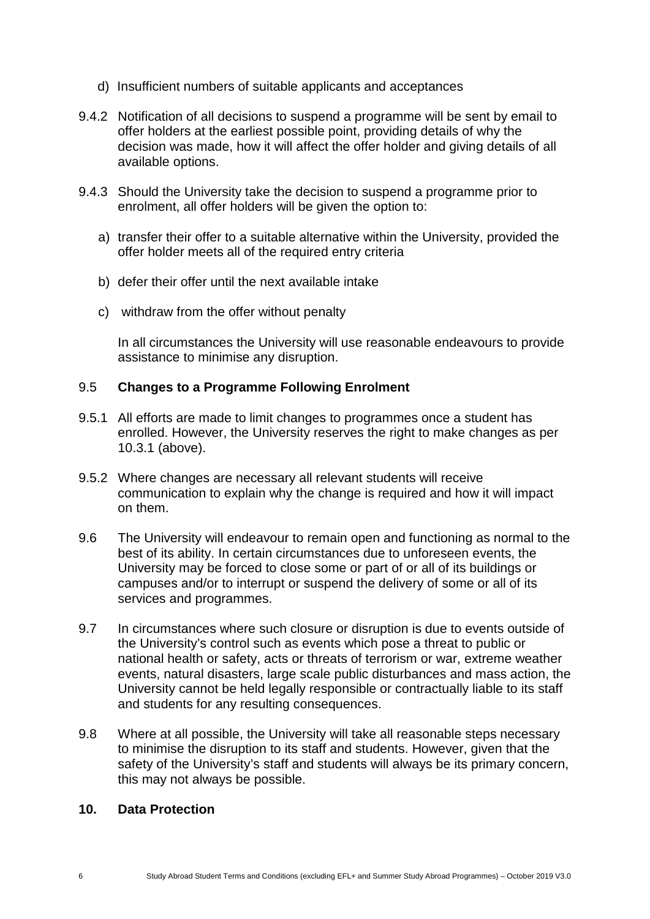d) Insufficient numbers of suitable applicants and acceptances

9.4.2 Notification of all decisions to suspend a programme will be sent by email to offer holders at the earliest possible point, providing details of why the decision was made, how it will affect the offer holder and giving details of all available options.

9.4.3 Should the University take the decision to suspend a programme prior to enrolment, all offer holders will be given the option to:

a) transfer their offer to a suitable alternative within the University, provided the offer holder meets all of the required entry criteria

b) defer their offer until the next available intake

c) withdraw from the offer without penalty

In all circumstances the University will use reasonable endeavours to provide assistance to minimise any disruption.

### 9.5 Changes to a Programme Following Enrolment

9.5.1 All efforts are made to limit changes to programmes once a student has enrolled. However, the University reserves the right to make changes as per 10.3.1 (above).

9.5.2 Where changes are necessary all relevant students will receive communication to explain why the change is required and how it will impact on them.

9.6 The University will endeavour to remain open and functioning as normal to the best of its ability. In certain circumstances due to unforeseen events, the University may be forced to close some or part of or all of its buildings or campuses and/or to interrupt or suspend the delivery of some or all of its services and programmes.

9.7 In circumstances where such closure or disruption is due to events outside of the University's control such as events which pose a threat to public or national health or safety, acts or threats of terrorism or war, extreme weather events, natural disasters, large scale public disturbances and mass action, the University cannot be held legally responsible or contractually liable to its staff and students for any resulting consequences.

9.8 Where at all possible, the University will take all reasonable steps necessary to minimise the disruption to its staff and students. However, given that the safety of the University's staff and students will always be its primary concern, this may not always be possible.

## 10. Data Protection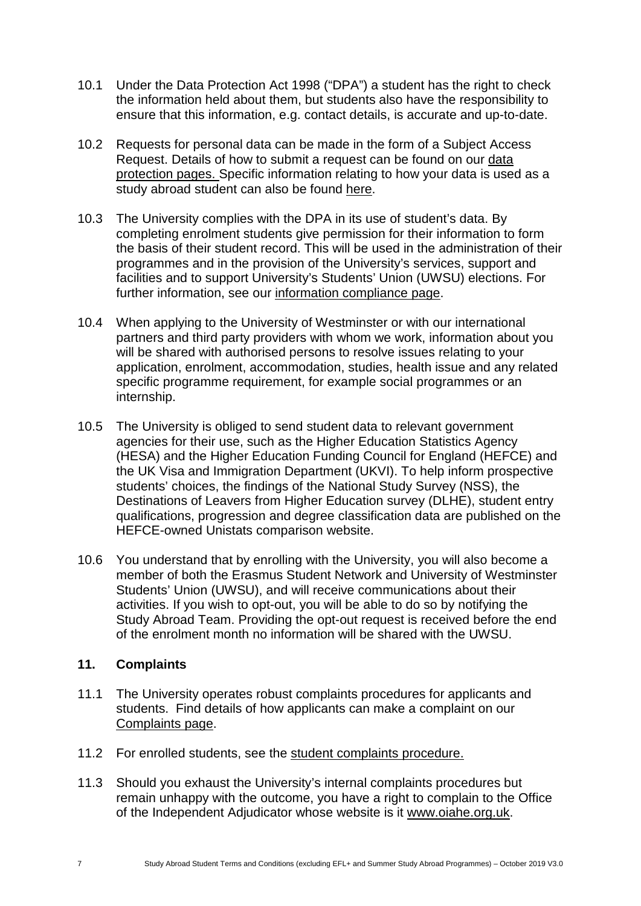10.1 Under the Data Protection Act 1998 ("DPA") a student has the right to check the information held about them, but students also have the responsibility to ensure that this information, e.g. contact details, is accurate and up-to-date.

10.2 Requests for personal data can be made in the form of a Subject Access Request. Details of how to submit a request can be found on our data protection pages. Specific information relating to how your data is used as a study abroad student can also be found here.

10.3 The University complies with the DPA in its use of student's data. By completing enrolment students give permission for their information to form the basis of their student record. This will be used in the administration of their programmes and in the provision of the University's services, support and facilities and to support University's Students' Union (UWSU) elections. For further information, see our information compliance page.

10.4 When applying to the University of Westminster or with our international partners and third party providers with whom we work, information about you will be shared with authorised persons to resolve issues relating to your application, enrolment, accommodation, studies, health issue and any related specific programme requirement, for example social programmes or an internship.

10.5 The University is obliged to send student data to relevant government agencies for their use, such as the Higher Education Statistics Agency (HESA) and the Higher Education Funding Council for England (HEFCE) and the UK Visa and Immigration Department (UKVI). To help inform prospective students' choices, the findings of the National Study Survey (NSS), the Destinations of Leavers from Higher Education survey (DLHE), student entry qualifications, progression and degree classification data are published on the HEFCE-owned Unistats comparison website.

10.6 You understand that by enrolling with the University, you will also become a member of both the Erasmus Student Network and University of Westminster Students' Union (UWSU), and will receive communications about their activities. If you wish to opt-out, you will be able to do so by notifying the Study Abroad Team. Providing the opt-out request is received before the end of the enrolment month no information will be shared with the UWSU.

## 11. Complaints

11.1 The University operates robust complaints procedures for applicants and students. Find details of how applicants can make a complaint on our Complaints page.

11.2 For enrolled students, see the student complaints procedure.

11.3 Should you exhaust the University's internal complaints procedures but remain unhappy with the outcome, you have a right to complain to the Office of the Independent Adjudicator whose website is it www.oiahe.org.uk.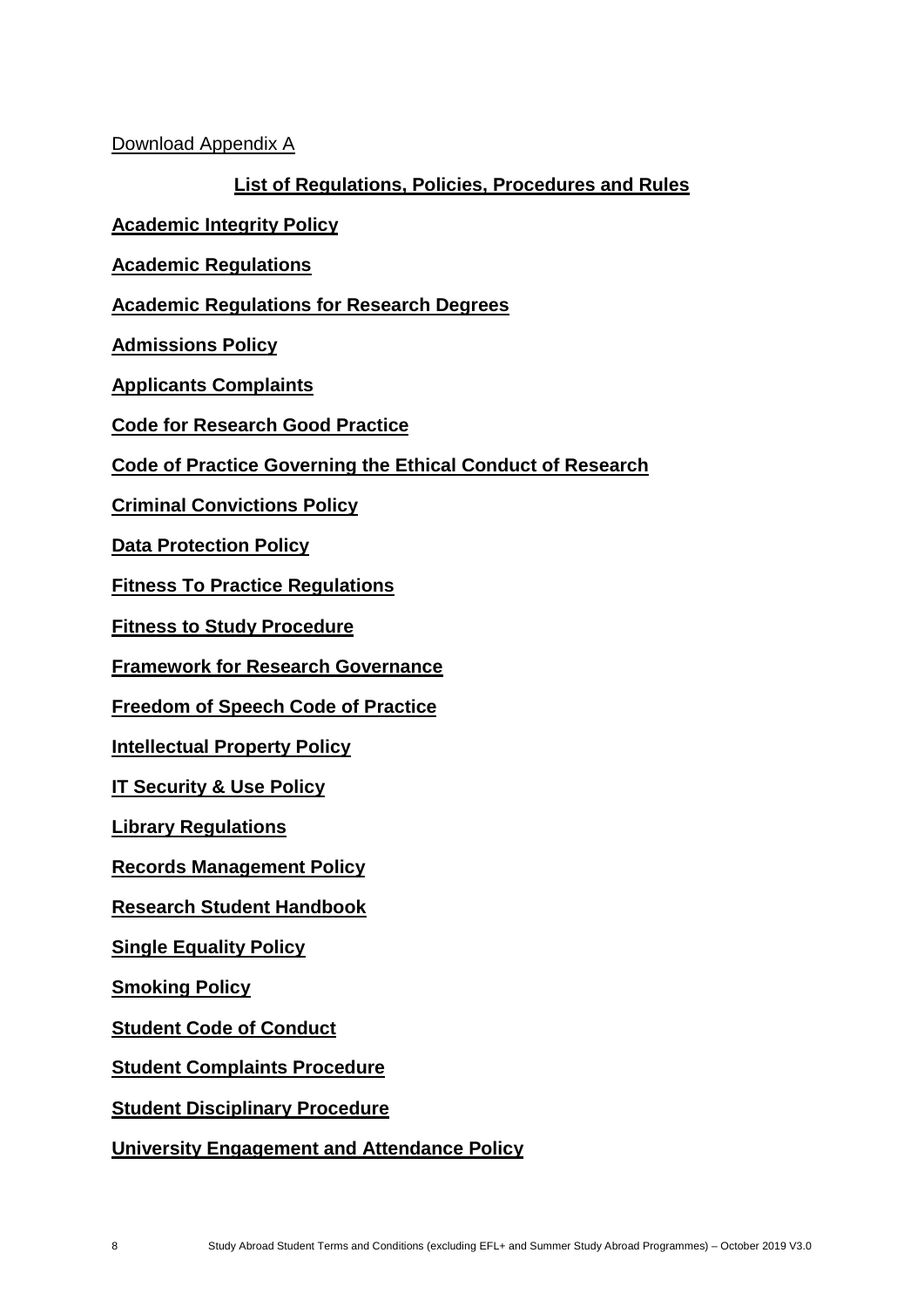Download Appendix A

## List of Regulations, Policies, Procedures and Rules

**Academic Integrity Policy**

**Academic Regulations**

**Academic Regulations for Research Degrees**

**Admissions Policy**

**Applicants Complaints**

**Code for Research Good Practice**

**Code of Practice Governing the Ethical Conduct of Research**

**Criminal Convictions Policy**

**Data Protection Policy**

**Fitness To Practice Regulations**

**Fitness to Study Procedure**

**Framework for Research Governance**

**Freedom of Speech Code of Practice**

**Intellectual Property Policy**

**IT Security & Use Policy**

**Library Regulations**

**Records Management Policy**

**Research Student Handbook**

**Single Equality Policy**

**Smoking Policy**

**Student Code of Conduct**

**Student Complaints Procedure**

**Student Disciplinary Procedure**

**University Engagement and Attendance Policy**